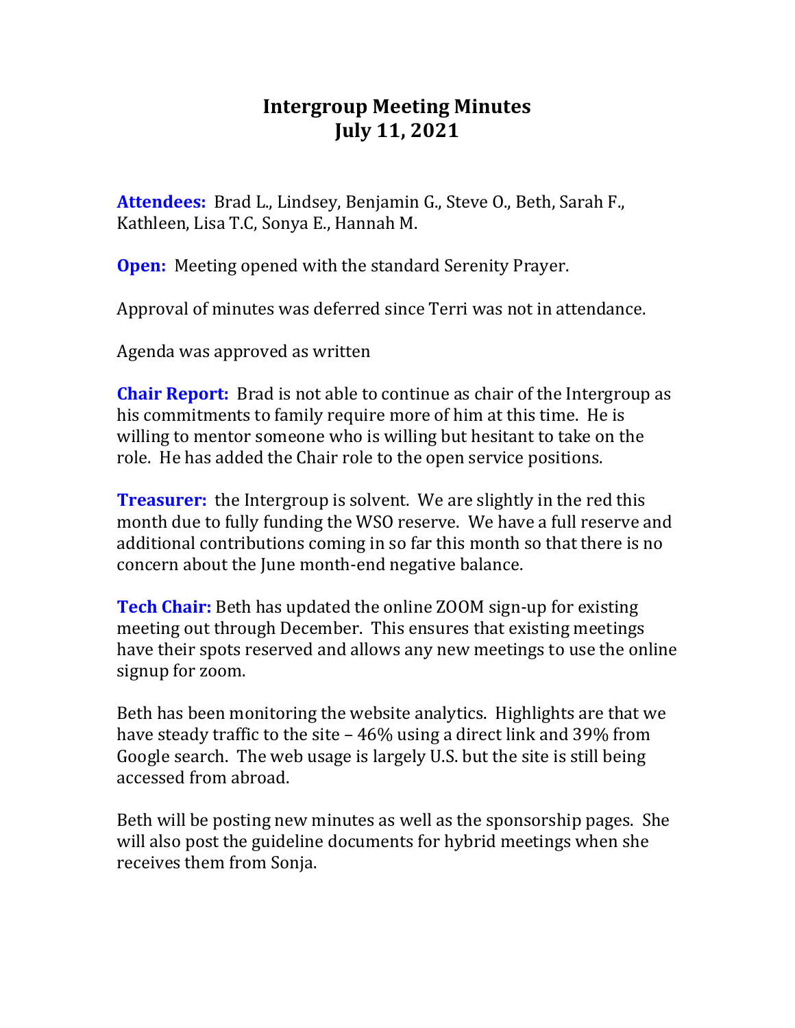# Intergroup Meeting Minutes
# July 11, 2021

**Attendees:** Brad L., Lindsey, Benjamin G., Steve O., Beth, Sarah F., Kathleen, Lisa T.C, Sonya E., Hannah M.

**Open:** Meeting opened with the standard Serenity Prayer.

Approval of minutes was deferred since Terri was not in attendance.

Agenda was approved as written

**Chair Report:** Brad is not able to continue as chair of the Intergroup as his commitments to family require more of him at this time. He is willing to mentor someone who is willing but hesitant to take on the role. He has added the Chair role to the open service positions.

**Treasurer:** the Intergroup is solvent. We are slightly in the red this month due to fully funding the WSO reserve. We have a full reserve and additional contributions coming in so far this month so that there is no concern about the June month-end negative balance.

**Tech Chair:** Beth has updated the online ZOOM sign-up for existing meeting out through December. This ensures that existing meetings have their spots reserved and allows any new meetings to use the online signup for zoom.

Beth has been monitoring the website analytics. Highlights are that we have steady traffic to the site – 46% using a direct link and 39% from Google search. The web usage is largely U.S. but the site is still being accessed from abroad.

Beth will be posting new minutes as well as the sponsorship pages. She will also post the guideline documents for hybrid meetings when she receives them from Sonja.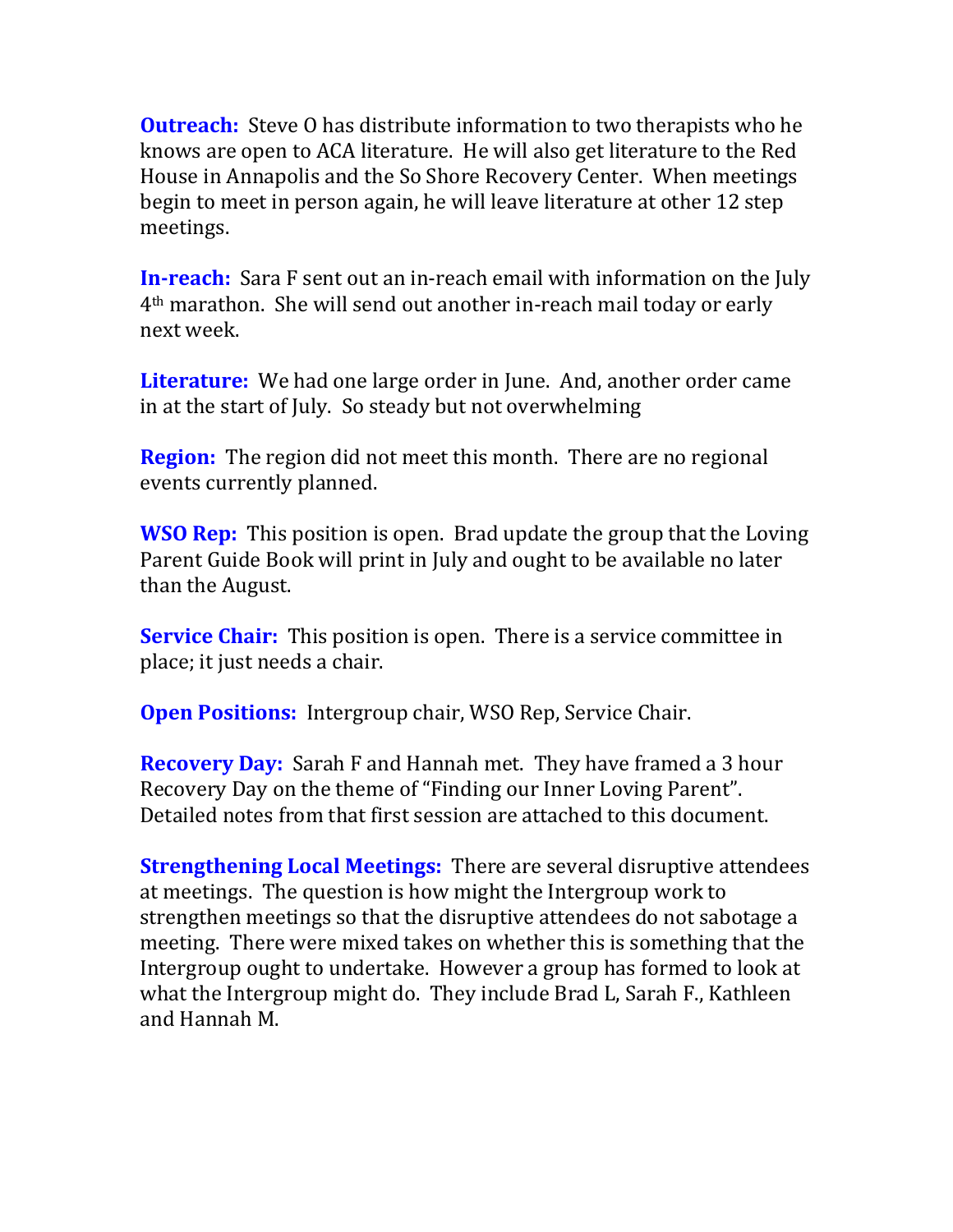**Outreach:** Steve O has distribute information to two therapists who he knows are open to ACA literature. He will also get literature to the Red House in Annapolis and the So Shore Recovery Center. When meetings begin to meet in person again, he will leave literature at other 12 step meetings.

**In-reach:** Sara F sent out an in-reach email with information on the July 4th marathon. She will send out another in-reach mail today or early next week.

**Literature:** We had one large order in June. And, another order came in at the start of July. So steady but not overwhelming

**Region:** The region did not meet this month. There are no regional events currently planned.

**WSO Rep:** This position is open. Brad update the group that the Loving Parent Guide Book will print in July and ought to be available no later than the August.

**Service Chair:** This position is open. There is a service committee in place; it just needs a chair.

**Open Positions:** Intergroup chair, WSO Rep, Service Chair.

**Recovery Day:** Sarah F and Hannah met. They have framed a 3 hour Recovery Day on the theme of "Finding our Inner Loving Parent". Detailed notes from that first session are attached to this document.

**Strengthening Local Meetings:** There are several disruptive attendees at meetings. The question is how might the Intergroup work to strengthen meetings so that the disruptive attendees do not sabotage a meeting. There were mixed takes on whether this is something that the Intergroup ought to undertake. However a group has formed to look at what the Intergroup might do. They include Brad L, Sarah F., Kathleen and Hannah M.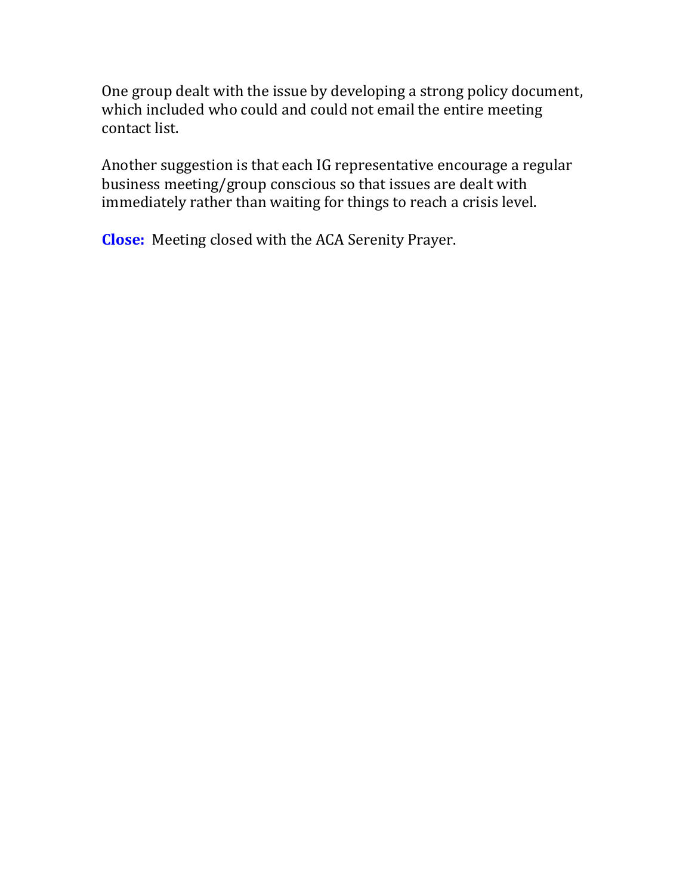One group dealt with the issue by developing a strong policy document, which included who could and could not email the entire meeting contact list.

Another suggestion is that each IG representative encourage a regular business meeting/group conscious so that issues are dealt with immediately rather than waiting for things to reach a crisis level.

**Close:** Meeting closed with the ACA Serenity Prayer.